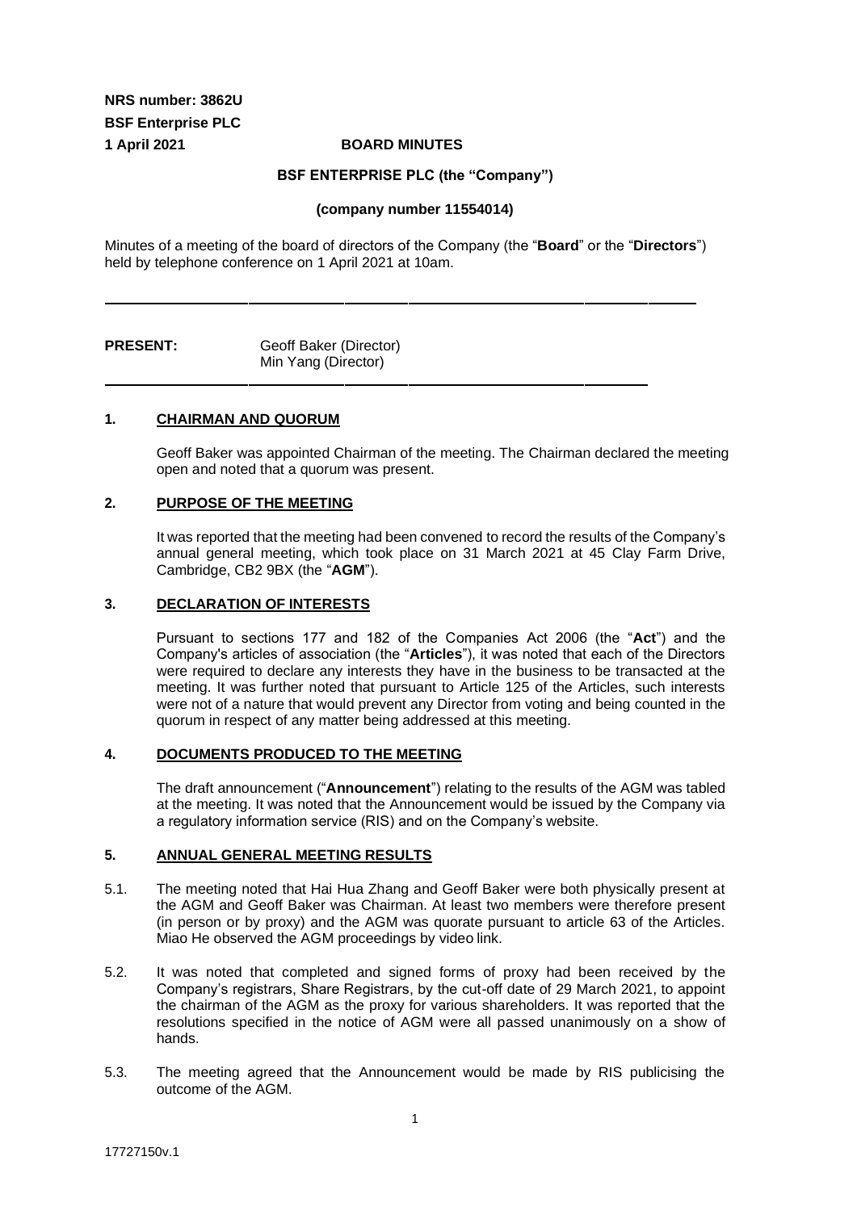**NRS number: 3862U**
**BSF Enterprise PLC**
**1 April 2021** **BOARD MINUTES**

**BSF ENTERPRISE PLC (the "Company")**

**(company number 11554014)**

Minutes of a meeting of the board of directors of the Company (the "**Board**" or the "**Directors**") held by telephone conference on 1 April 2021 at 10am.

---

**PRESENT:** Geoff Baker (Director)
Min Yang (Director)

---

## 1. CHAIRMAN AND QUORUM

Geoff Baker was appointed Chairman of the meeting. The Chairman declared the meeting open and noted that a quorum was present.

## 2. PURPOSE OF THE MEETING

It was reported that the meeting had been convened to record the results of the Company's annual general meeting, which took place on 31 March 2021 at 45 Clay Farm Drive, Cambridge, CB2 9BX (the "**AGM**").

## 3. DECLARATION OF INTERESTS

Pursuant to sections 177 and 182 of the Companies Act 2006 (the "**Act**") and the Company's articles of association (the "**Articles**"), it was noted that each of the Directors were required to declare any interests they have in the business to be transacted at the meeting. It was further noted that pursuant to Article 125 of the Articles, such interests were not of a nature that would prevent any Director from voting and being counted in the quorum in respect of any matter being addressed at this meeting.

## 4. DOCUMENTS PRODUCED TO THE MEETING

The draft announcement ("**Announcement**") relating to the results of the AGM was tabled at the meeting. It was noted that the Announcement would be issued by the Company via a regulatory information service (RIS) and on the Company's website.

## 5. ANNUAL GENERAL MEETING RESULTS

5.1. The meeting noted that Hai Hua Zhang and Geoff Baker were both physically present at the AGM and Geoff Baker was Chairman. At least two members were therefore present (in person or by proxy) and the AGM was quorate pursuant to article 63 of the Articles. Miao He observed the AGM proceedings by video link.

5.2. It was noted that completed and signed forms of proxy had been received by the Company's registrars, Share Registrars, by the cut-off date of 29 March 2021, to appoint the chairman of the AGM as the proxy for various shareholders. It was reported that the resolutions specified in the notice of AGM were all passed unanimously on a show of hands.

5.3. The meeting agreed that the Announcement would be made by RIS publicising the outcome of the AGM.

17727150v.1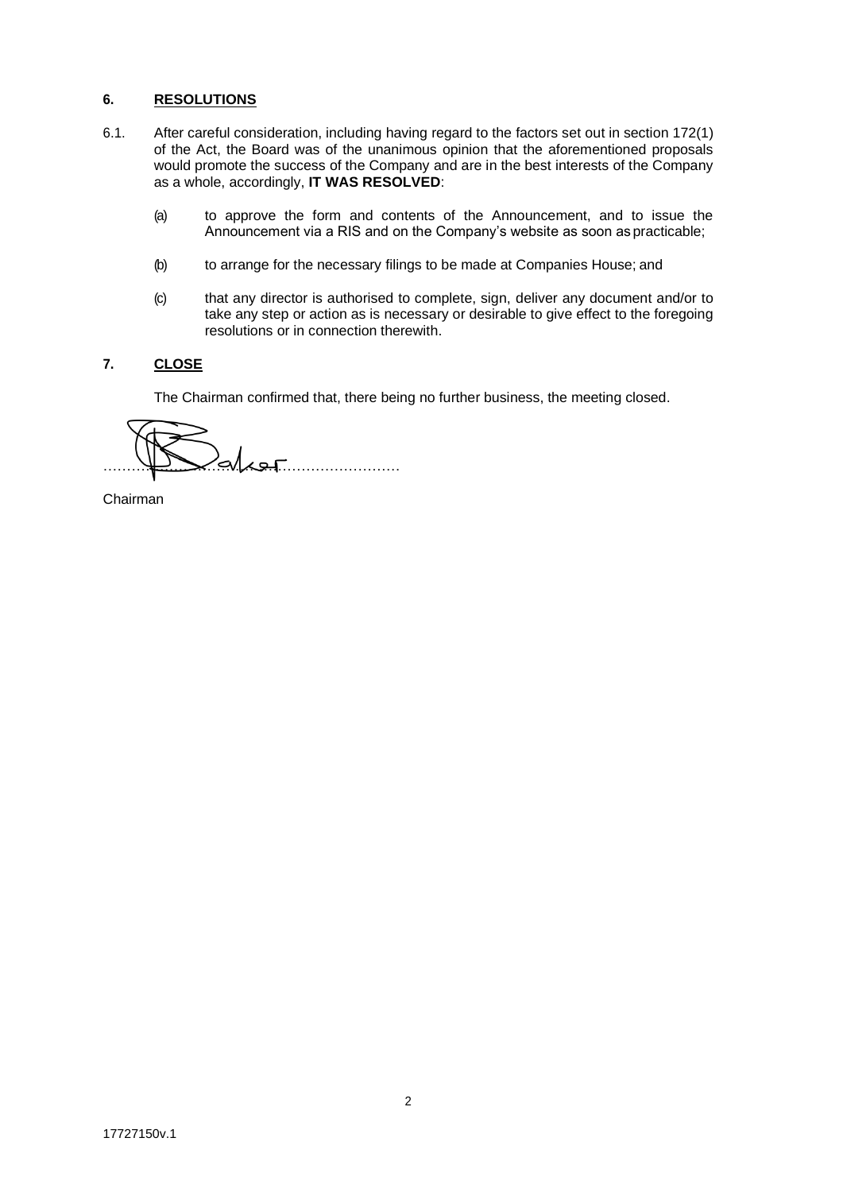## 6. RESOLUTIONS

6.1. After careful consideration, including having regard to the factors set out in section 172(1) of the Act, the Board was of the unanimous opinion that the aforementioned proposals would promote the success of the Company and are in the best interests of the Company as a whole, accordingly, **IT WAS RESOLVED**:

(a) to approve the form and contents of the Announcement, and to issue the Announcement via a RIS and on the Company's website as soon as practicable;

(b) to arrange for the necessary filings to be made at Companies House; and

(c) that any director is authorised to complete, sign, deliver any document and/or to take any step or action as is necessary or desirable to give effect to the foregoing resolutions or in connection therewith.

## 7. CLOSE

The Chairman confirmed that, there being no further business, the meeting closed.

……………………………………………………

Chairman

17727150v.1